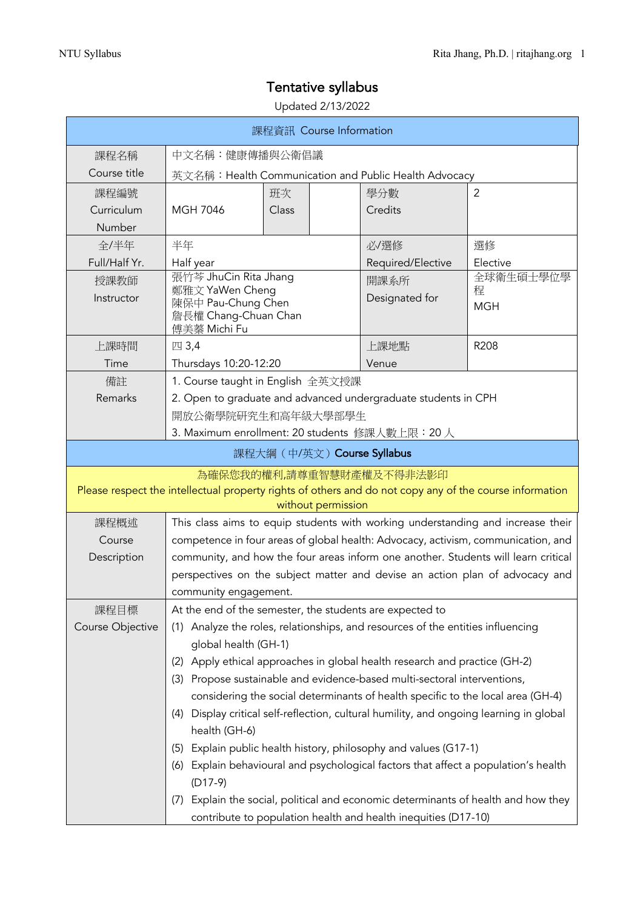# Tentative syllabus

Updated 2/13/2022

| 課程資訊 Course Information | | | | | |
|---|---|---|---|---|---|
| 課程名稱<br>Course title | 中文名稱：健康傳播與公衛倡議<br>英文名稱：Health Communication and Public Health Advocacy | | | | |
| 課程編號<br>Curriculum Number | MGH 7046 | 班次<br>Class | | 學分數<br>Credits | 2 |
| 全/半年<br>Full/Half Yr. | 半年<br>Half year | | | 必/選修<br>Required/Elective | 選修<br>Elective |
| 授課教師<br>Instructor | 張竹芩 JhuCin Rita Jhang<br>鄭雅文 YaWen Cheng<br>陳保中 Pau-Chung Chen<br>詹長權 Chang-Chuan Chan<br>傅美蓁 Michi Fu | | | 開課系所<br>Designated for | 全球衛生碩士學位學程<br>MGH |
| 上課時間<br>Time | 四 3,4<br>Thursdays 10:20-12:20 | | | 上課地點<br>Venue | R208 |
| 備註<br>Remarks | 1. Course taught in English 全英文授課<br>2. Open to graduate and advanced undergraduate students in CPH<br>開放公衛學院研究生和高年級大學部學生<br>3. Maximum enrollment: 20 students 修課人數上限：20 人 | | | | |

| 課程大綱（中/英文）Course Syllabus | |
|---|---|
| 為確保您我的權利,請尊重智慧財產權及不得非法影印<br>Please respect the intellectual property rights of others and do not copy any of the course information without permission | |
| 課程概述<br>Course Description | This class aims to equip students with working understanding and increase their competence in four areas of global health: Advocacy, activism, communication, and community, and how the four areas inform one another. Students will learn critical perspectives on the subject matter and devise an action plan of advocacy and community engagement. |
| 課程目標<br>Course Objective | At the end of the semester, the students are expected to<br>(1) Analyze the roles, relationships, and resources of the entities influencing global health (GH-1)<br>(2) Apply ethical approaches in global health research and practice (GH-2)<br>(3) Propose sustainable and evidence-based multi-sectoral interventions, considering the social determinants of health specific to the local area (GH-4)<br>(4) Display critical self-reflection, cultural humility, and ongoing learning in global health (GH-6)<br>(5) Explain public health history, philosophy and values (G17-1)<br>(6) Explain behavioural and psychological factors that affect a population's health (D17-9)<br>(7) Explain the social, political and economic determinants of health and how they contribute to population health and health inequities (D17-10) |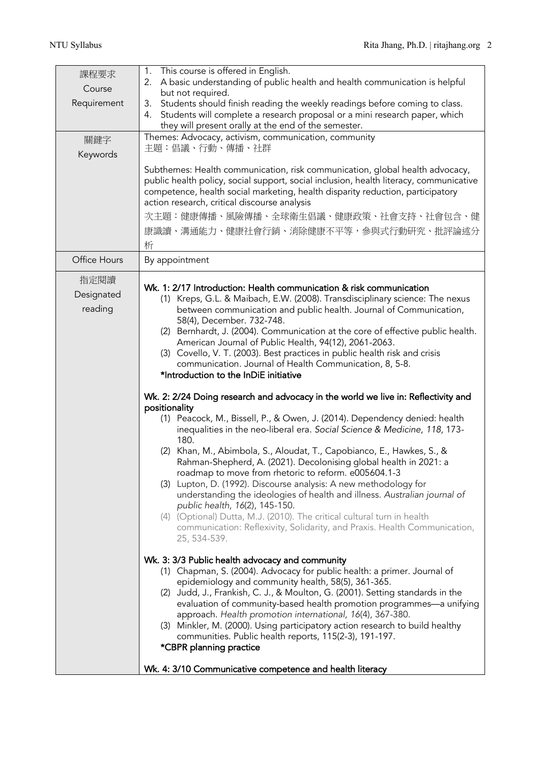| 課程要求 Course Requirement | 1. This course is offered in English.<br>2. A basic understanding of public health and health communication is helpful but not required.<br>3. Students should finish reading the weekly readings before coming to class.<br>4. Students will complete a research proposal or a mini research paper, which they will present orally at the end of the semester. |
| --- | --- |
| 關鍵字 Keywords | Themes: Advocacy, activism, communication, community<br>主題：倡議、行動、傳播、社群<br><br>Subthemes: Health communication, risk communication, global health advocacy, public health policy, social support, social inclusion, health literacy, communicative competence, health social marketing, health disparity reduction, participatory action research, critical discourse analysis<br>次主題：健康傳播、風險傳播、全球衛生倡議、健康政策、社會支持、社會包含、健康識讀、溝通能力、健康社會行銷、消除健康不平等，參與式行動研究、批評論述分析 |
| Office Hours | By appointment |
| 指定閱讀 Designated reading | **Wk. 1: 2/17 Introduction: Health communication & risk communication**<br>(1) Kreps, G.L. & Maibach, E.W. (2008). Transdisciplinary science: The nexus between communication and public health. Journal of Communication, 58(4), December. 732-748.<br>(2) Bernhardt, J. (2004). Communication at the core of effective public health. American Journal of Public Health, 94(12), 2061-2063.<br>(3) Covello, V. T. (2003). Best practices in public health risk and crisis communication. Journal of Health Communication, 8, 5-8.<br>**\*Introduction to the InDiE initiative**<br><br>**Wk. 2: 2/24 Doing research and advocacy in the world we live in: Reflectivity and positionality**<br>(1) Peacock, M., Bissell, P., & Owen, J. (2014). Dependency denied: health inequalities in the neo-liberal era. *Social Science & Medicine*, *118*, 173-180.<br>(2) Khan, M., Abimbola, S., Aloudat, T., Capobianco, E., Hawkes, S., & Rahman-Shepherd, A. (2021). Decolonising global health in 2021: a roadmap to move from rhetoric to reform. e005604.1-3<br>(3) Lupton, D. (1992). Discourse analysis: A new methodology for understanding the ideologies of health and illness. *Australian journal of public health*, *16*(2), 145-150.<br>(4) (Optional) Dutta, M.J. (2010). The critical cultural turn in health communication: Reflexivity, Solidarity, and Praxis. Health Communication, 25, 534-539.<br><br>**Wk. 3: 3/3 Public health advocacy and community**<br>(1) Chapman, S. (2004). Advocacy for public health: a primer. Journal of epidemiology and community health, 58(5), 361-365.<br>(2) Judd, J., Frankish, C. J., & Moulton, G. (2001). Setting standards in the evaluation of community-based health promotion programmes—a unifying approach. *Health promotion international*, *16*(4), 367-380.<br>(3) Minkler, M. (2000). Using participatory action research to build healthy communities. Public health reports, 115(2-3), 191-197.<br>**\*CBPR planning practice**<br><br>**Wk. 4: 3/10 Communicative competence and health literacy** |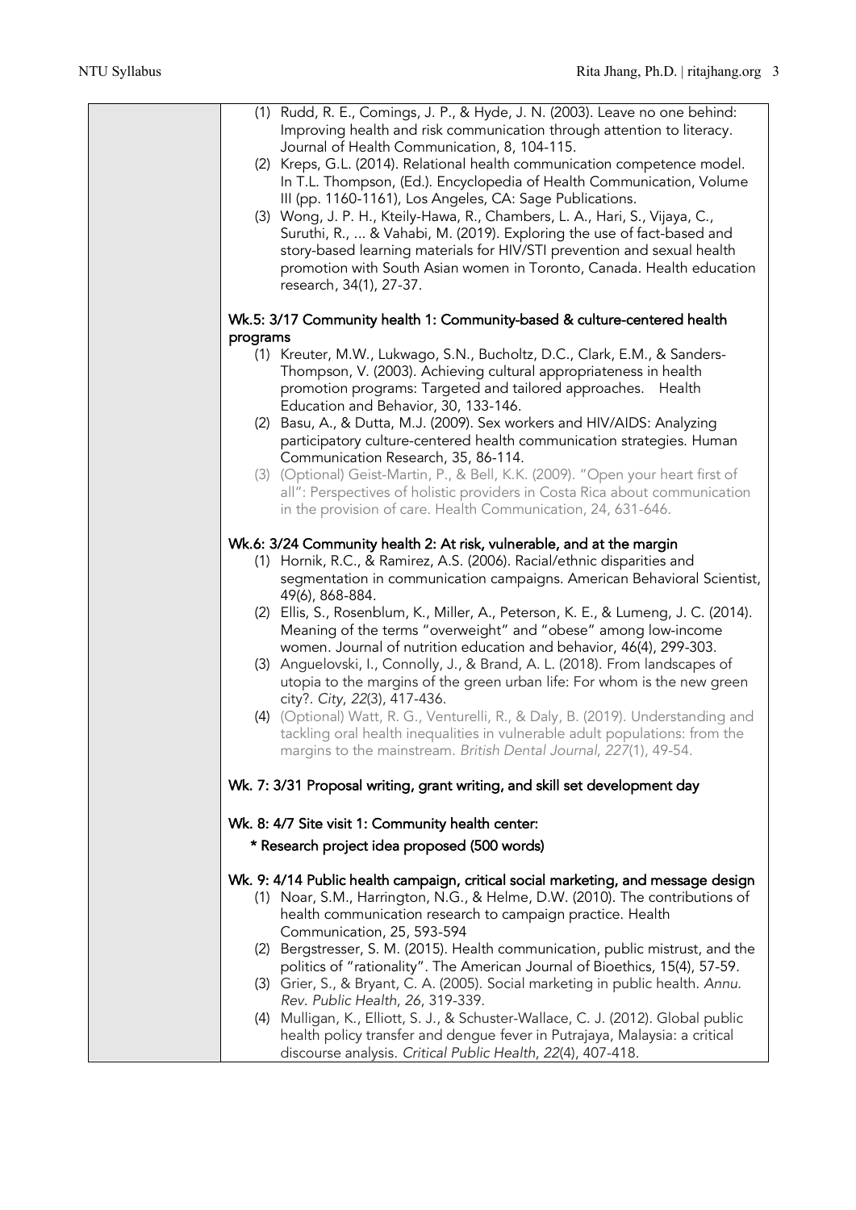(1) Rudd, R. E., Comings, J. P., & Hyde, J. N. (2003). Leave no one behind: Improving health and risk communication through attention to literacy. Journal of Health Communication, 8, 104-115.
(2) Kreps, G.L. (2014). Relational health communication competence model. In T.L. Thompson, (Ed.). Encyclopedia of Health Communication, Volume III (pp. 1160-1161), Los Angeles, CA: Sage Publications.
(3) Wong, J. P. H., Kteily-Hawa, R., Chambers, L. A., Hari, S., Vijaya, C., Suruthi, R., ... & Vahabi, M. (2019). Exploring the use of fact-based and story-based learning materials for HIV/STI prevention and sexual health promotion with South Asian women in Toronto, Canada. Health education research, 34(1), 27-37.

**Wk.5: 3/17 Community health 1: Community-based & culture-centered health programs**

(1) Kreuter, M.W., Lukwago, S.N., Bucholtz, D.C., Clark, E.M., & Sanders-Thompson, V. (2003). Achieving cultural appropriateness in health promotion programs: Targeted and tailored approaches. Health Education and Behavior, 30, 133-146.
(2) Basu, A., & Dutta, M.J. (2009). Sex workers and HIV/AIDS: Analyzing participatory culture-centered health communication strategies. Human Communication Research, 35, 86-114.
(3) (Optional) Geist-Martin, P., & Bell, K.K. (2009). "Open your heart first of all": Perspectives of holistic providers in Costa Rica about communication in the provision of care. Health Communication, 24, 631-646.

**Wk.6: 3/24 Community health 2: At risk, vulnerable, and at the margin**

(1) Hornik, R.C., & Ramirez, A.S. (2006). Racial/ethnic disparities and segmentation in communication campaigns. American Behavioral Scientist, 49(6), 868-884.
(2) Ellis, S., Rosenblum, K., Miller, A., Peterson, K. E., & Lumeng, J. C. (2014). Meaning of the terms "overweight" and "obese" among low-income women. Journal of nutrition education and behavior, 46(4), 299-303.
(3) Anguelovski, I., Connolly, J., & Brand, A. L. (2018). From landscapes of utopia to the margins of the green urban life: For whom is the new green city?. *City*, *22*(3), 417-436.
(4) (Optional) Watt, R. G., Venturelli, R., & Daly, B. (2019). Understanding and tackling oral health inequalities in vulnerable adult populations: from the margins to the mainstream. *British Dental Journal*, *227*(1), 49-54.

**Wk. 7: 3/31 Proposal writing, grant writing, and skill set development day**

**Wk. 8: 4/7 Site visit 1: Community health center:**

**\* Research project idea proposed (500 words)**

**Wk. 9: 4/14 Public health campaign, critical social marketing, and message design**

(1) Noar, S.M., Harrington, N.G., & Helme, D.W. (2010). The contributions of health communication research to campaign practice. Health Communication, 25, 593-594
(2) Bergstresser, S. M. (2015). Health communication, public mistrust, and the politics of "rationality". The American Journal of Bioethics, 15(4), 57-59.
(3) Grier, S., & Bryant, C. A. (2005). Social marketing in public health. *Annu. Rev. Public Health*, *26*, 319-339.
(4) Mulligan, K., Elliott, S. J., & Schuster-Wallace, C. J. (2012). Global public health policy transfer and dengue fever in Putrajaya, Malaysia: a critical discourse analysis. *Critical Public Health*, *22*(4), 407-418.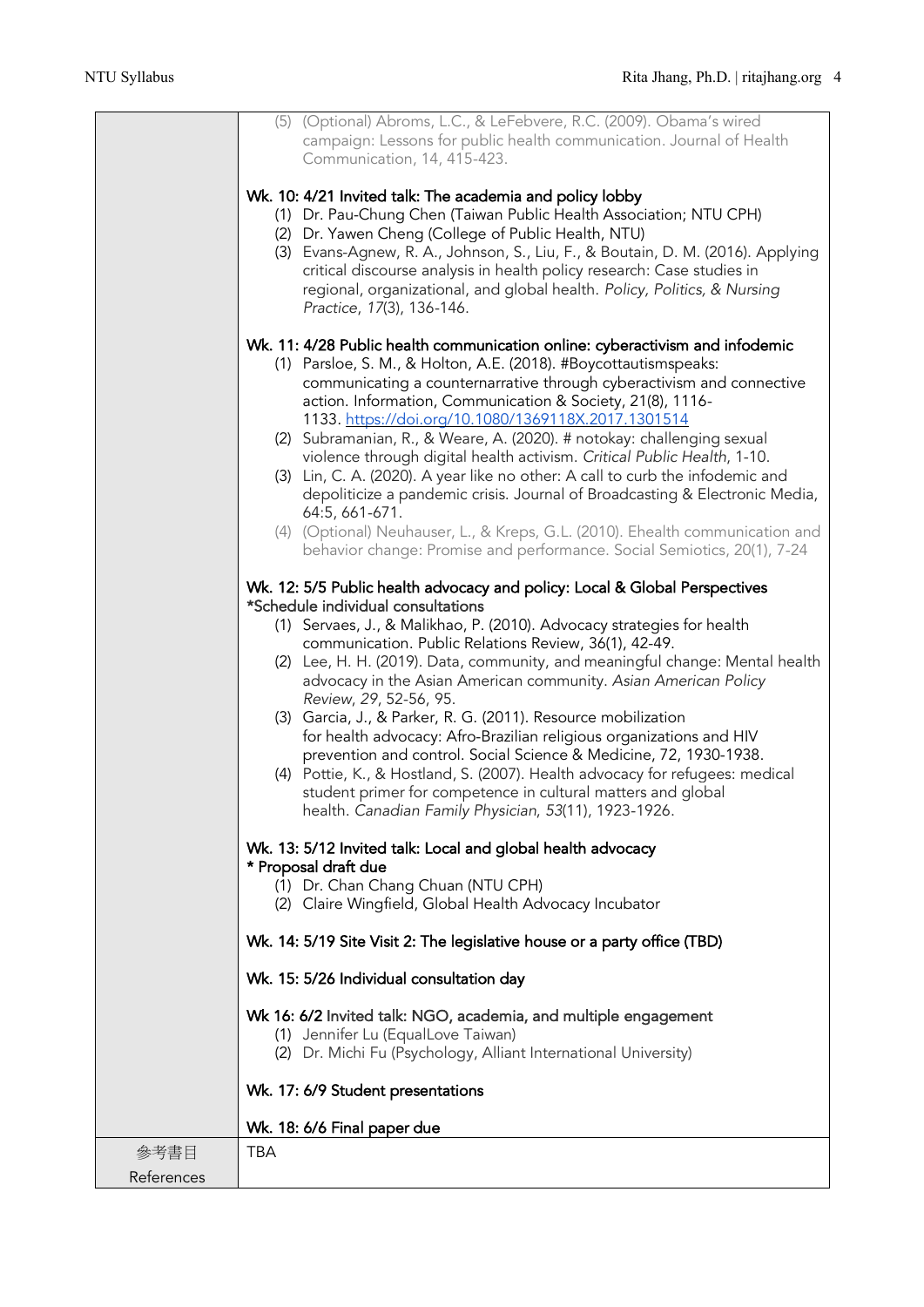| | |
|---|---|
| | (5) (Optional) Abroms, L.C., & LeFebvere, R.C. (2009). Obama's wired campaign: Lessons for public health communication. Journal of Health Communication, 14, 415-423.<br><br>Wk. 10: 4/21 Invited talk: The academia and policy lobby<br>(1) Dr. Pau-Chung Chen (Taiwan Public Health Association; NTU CPH)<br>(2) Dr. Yawen Cheng (College of Public Health, NTU)<br>(3) Evans-Agnew, R. A., Johnson, S., Liu, F., & Boutain, D. M. (2016). Applying critical discourse analysis in health policy research: Case studies in regional, organizational, and global health. *Policy, Politics, & Nursing Practice*, *17*(3), 136-146.<br><br>Wk. 11: 4/28 Public health communication online: cyberactivism and infodemic<br>(1) Parsloe, S. M., & Holton, A.E. (2018). #Boycottautismspeaks: communicating a counternarrative through cyberactivism and connective action. Information, Communication & Society, 21(8), 1116-1133. https://doi.org/10.1080/1369118X.2017.1301514<br>(2) Subramanian, R., & Weare, A. (2020). # notokay: challenging sexual violence through digital health activism. *Critical Public Health*, 1-10.<br>(3) Lin, C. A. (2020). A year like no other: A call to curb the infodemic and depoliticize a pandemic crisis. Journal of Broadcasting & Electronic Media, 64:5, 661-671.<br>(4) (Optional) Neuhauser, L., & Kreps, G.L. (2010). Ehealth communication and behavior change: Promise and performance. Social Semiotics, 20(1), 7-24<br><br>Wk. 12: 5/5 Public health advocacy and policy: Local & Global Perspectives<br>*Schedule individual consultations<br>(1) Servaes, J., & Malikhao, P. (2010). Advocacy strategies for health communication. Public Relations Review, 36(1), 42-49.<br>(2) Lee, H. H. (2019). Data, community, and meaningful change: Mental health advocacy in the Asian American community. *Asian American Policy Review*, *29*, 52-56, 95.<br>(3) Garcia, J., & Parker, R. G. (2011). Resource mobilization for health advocacy: Afro-Brazilian religious organizations and HIV prevention and control. Social Science & Medicine, 72, 1930-1938.<br>(4) Pottie, K., & Hostland, S. (2007). Health advocacy for refugees: medical student primer for competence in cultural matters and global health. *Canadian Family Physician*, *53*(11), 1923-1926.<br><br>Wk. 13: 5/12 Invited talk: Local and global health advocacy<br>* Proposal draft due<br>(1) Dr. Chan Chang Chuan (NTU CPH)<br>(2) Claire Wingfield, Global Health Advocacy Incubator<br><br>Wk. 14: 5/19 Site Visit 2: The legislative house or a party office (TBD)<br><br>Wk. 15: 5/26 Individual consultation day<br><br>Wk 16: 6/2 Invited talk: NGO, academia, and multiple engagement<br>(1) Jennifer Lu (EqualLove Taiwan)<br>(2) Dr. Michi Fu (Psychology, Alliant International University)<br><br>Wk. 17: 6/9 Student presentations<br><br>Wk. 18: 6/6 Final paper due |
| 參考書目<br>References | TBA |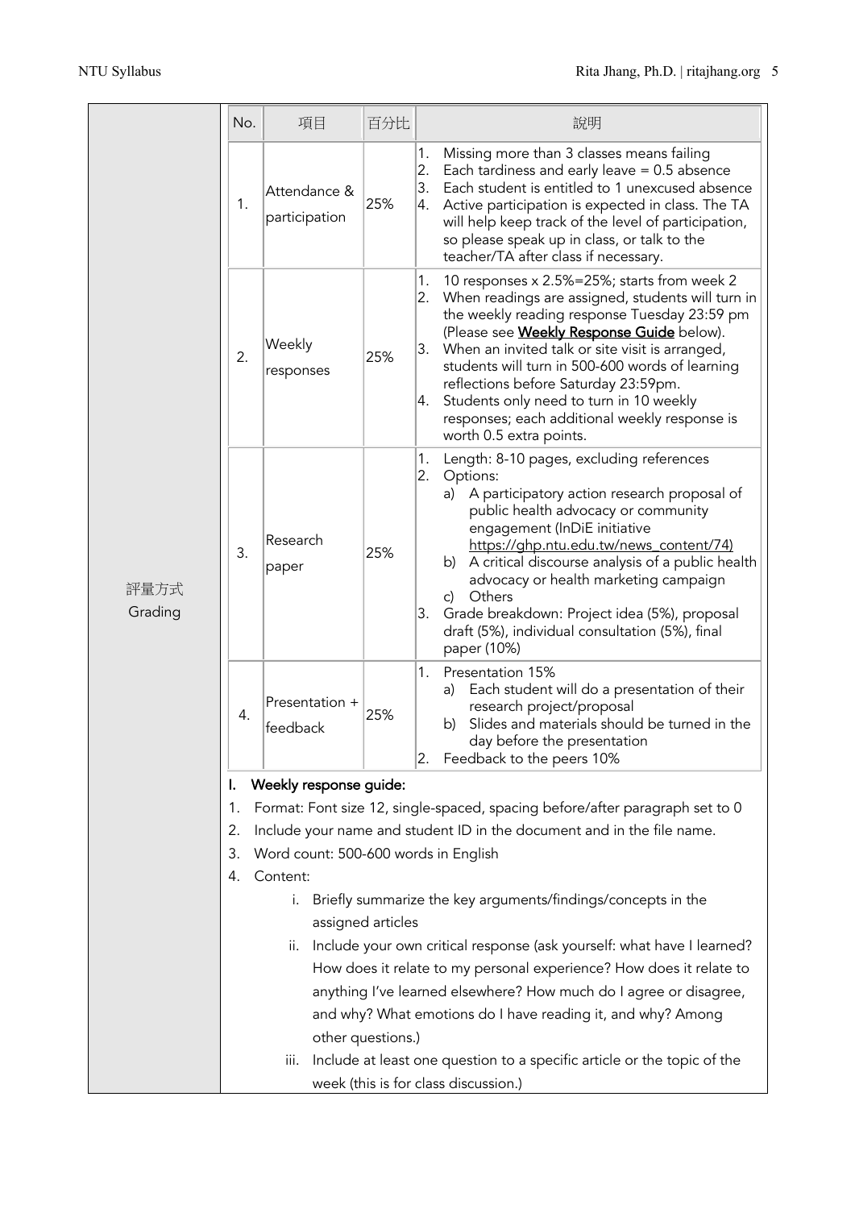**評量方式 Grading**

| No. | 項目 | 百分比 | 說明 |
| --- | --- | --- | --- |
| 1. | Attendance & participation | 25% | 1. Missing more than 3 classes means failing<br>2. Each tardiness and early leave = 0.5 absence<br>3. Each student is entitled to 1 unexcused absence<br>4. Active participation is expected in class. The TA will help keep track of the level of participation, so please speak up in class, or talk to the teacher/TA after class if necessary. |
| 2. | Weekly responses | 25% | 1. 10 responses x 2.5%=25%; starts from week 2<br>2. When readings are assigned, students will turn in the weekly reading response Tuesday 23:59 pm (Please see **Weekly Response Guide** below).<br>3. When an invited talk or site visit is arranged, students will turn in 500-600 words of learning reflections before Saturday 23:59pm.<br>4. Students only need to turn in 10 weekly responses; each additional weekly response is worth 0.5 extra points. |
| 3. | Research paper | 25% | 1. Length: 8-10 pages, excluding references<br>2. Options:<br>a) A participatory action research proposal of public health advocacy or community engagement (InDiE initiative https://ghp.ntu.edu.tw/news_content/74)<br>b) A critical discourse analysis of a public health advocacy or health marketing campaign<br>c) Others<br>3. Grade breakdown: Project idea (5%), proposal draft (5%), individual consultation (5%), final paper (10%) |
| 4. | Presentation + feedback | 25% | 1. Presentation 15%<br>a) Each student will do a presentation of their research project/proposal<br>b) Slides and materials should be turned in the day before the presentation<br>2. Feedback to the peers 10% |

I. **Weekly response guide:**

1. Format: Font size 12, single-spaced, spacing before/after paragraph set to 0
2. Include your name and student ID in the document and in the file name.
3. Word count: 500-600 words in English
4. Content:
   i. Briefly summarize the key arguments/findings/concepts in the assigned articles
   ii. Include your own critical response (ask yourself: what have I learned? How does it relate to my personal experience? How does it relate to anything I've learned elsewhere? How much do I agree or disagree, and why? What emotions do I have reading it, and why? Among other questions.)
   iii. Include at least one question to a specific article or the topic of the week (this is for class discussion.)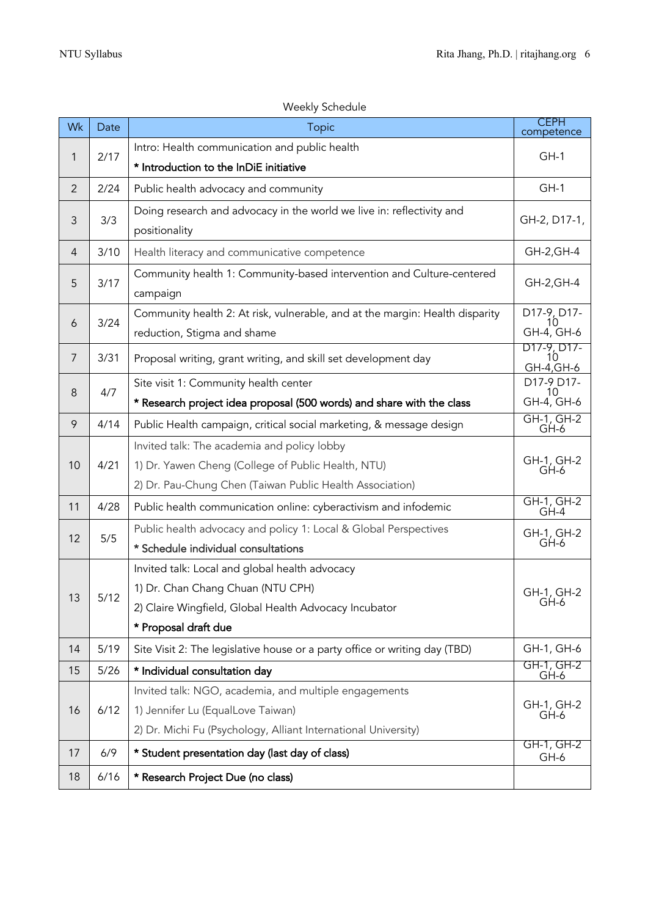Weekly Schedule

| Wk | Date | Topic | CEPH competence |
|---|---|---|---|
| 1 | 2/17 | Intro: Health communication and public health<br>**\* Introduction to the InDiE initiative** | GH-1 |
| 2 | 2/24 | Public health advocacy and community | GH-1 |
| 3 | 3/3 | Doing research and advocacy in the world we live in: reflectivity and positionality | GH-2, D17-1, |
| 4 | 3/10 | Health literacy and communicative competence | GH-2,GH-4 |
| 5 | 3/17 | Community health 1: Community-based intervention and Culture-centered campaign | GH-2,GH-4 |
| 6 | 3/24 | Community health 2: At risk, vulnerable, and at the margin: Health disparity reduction, Stigma and shame | D17-9, D17-10 GH-4, GH-6 |
| 7 | 3/31 | Proposal writing, grant writing, and skill set development day | D17-9, D17-10 GH-4,GH-6 |
| 8 | 4/7 | Site visit 1: Community health center<br>**\* Research project idea proposal (500 words) and share with the class** | D17-9 D17-10 GH-4, GH-6 |
| 9 | 4/14 | Public Health campaign, critical social marketing, & message design | GH-1, GH-2 GH-6 |
| 10 | 4/21 | Invited talk: The academia and policy lobby<br>1) Dr. Yawen Cheng (College of Public Health, NTU)<br>2) Dr. Pau-Chung Chen (Taiwan Public Health Association) | GH-1, GH-2 GH-6 |
| 11 | 4/28 | Public health communication online: cyberactivism and infodemic | GH-1, GH-2 GH-4 |
| 12 | 5/5 | Public health advocacy and policy 1: Local & Global Perspectives<br>**\* Schedule individual consultations** | GH-1, GH-2 GH-6 |
| 13 | 5/12 | Invited talk: Local and global health advocacy<br>1) Dr. Chan Chang Chuan (NTU CPH)<br>2) Claire Wingfield, Global Health Advocacy Incubator<br>**\* Proposal draft due** | GH-1, GH-2 GH-6 |
| 14 | 5/19 | Site Visit 2: The legislative house or a party office or writing day (TBD) | GH-1, GH-6 |
| 15 | 5/26 | **\* Individual consultation day** | GH-1, GH-2 GH-6 |
| 16 | 6/12 | Invited talk: NGO, academia, and multiple engagements<br>1) Jennifer Lu (EqualLove Taiwan)<br>2) Dr. Michi Fu (Psychology, Alliant International University) | GH-1, GH-2 GH-6 |
| 17 | 6/9 | **\* Student presentation day (last day of class)** | GH-1, GH-2 GH-6 |
| 18 | 6/16 | **\* Research Project Due (no class)** | |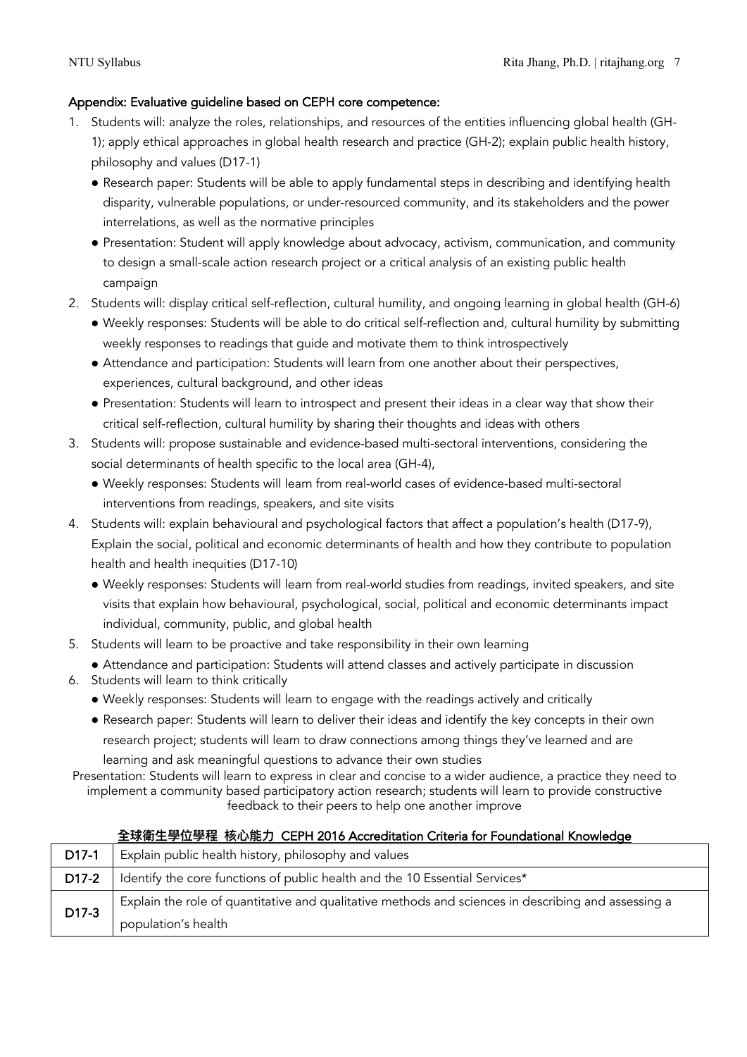**Appendix: Evaluative guideline based on CEPH core competence:**

1. Students will: analyze the roles, relationships, and resources of the entities influencing global health (GH-1); apply ethical approaches in global health research and practice (GH-2); explain public health history, philosophy and values (D17-1)
   - Research paper: Students will be able to apply fundamental steps in describing and identifying health disparity, vulnerable populations, or under-resourced community, and its stakeholders and the power interrelations, as well as the normative principles
   - Presentation: Student will apply knowledge about advocacy, activism, communication, and community to design a small-scale action research project or a critical analysis of an existing public health campaign
2. Students will: display critical self-reflection, cultural humility, and ongoing learning in global health (GH-6)
   - Weekly responses: Students will be able to do critical self-reflection and, cultural humility by submitting weekly responses to readings that guide and motivate them to think introspectively
   - Attendance and participation: Students will learn from one another about their perspectives, experiences, cultural background, and other ideas
   - Presentation: Students will learn to introspect and present their ideas in a clear way that show their critical self-reflection, cultural humility by sharing their thoughts and ideas with others
3. Students will: propose sustainable and evidence-based multi-sectoral interventions, considering the social determinants of health specific to the local area (GH-4),
   - Weekly responses: Students will learn from real-world cases of evidence-based multi-sectoral interventions from readings, speakers, and site visits
4. Students will: explain behavioural and psychological factors that affect a population's health (D17-9), Explain the social, political and economic determinants of health and how they contribute to population health and health inequities (D17-10)
   - Weekly responses: Students will learn from real-world studies from readings, invited speakers, and site visits that explain how behavioural, psychological, social, political and economic determinants impact individual, community, public, and global health
5. Students will learn to be proactive and take responsibility in their own learning
   - Attendance and participation: Students will attend classes and actively participate in discussion
6. Students will learn to think critically
   - Weekly responses: Students will learn to engage with the readings actively and critically
   - Research paper: Students will learn to deliver their ideas and identify the key concepts in their own research project; students will learn to draw connections among things they've learned and are learning and ask meaningful questions to advance their own studies

Presentation: Students will learn to express in clear and concise to a wider audience, a practice they need to implement a community based participatory action research; students will learn to provide constructive feedback to their peers to help one another improve

**全球衛生學位學程 核心能力 CEPH 2016 Accreditation Criteria for Foundational Knowledge**

| | |
|---|---|
| **D17-1** | Explain public health history, philosophy and values |
| **D17-2** | Identify the core functions of public health and the 10 Essential Services* |
| **D17-3** | Explain the role of quantitative and qualitative methods and sciences in describing and assessing a population's health |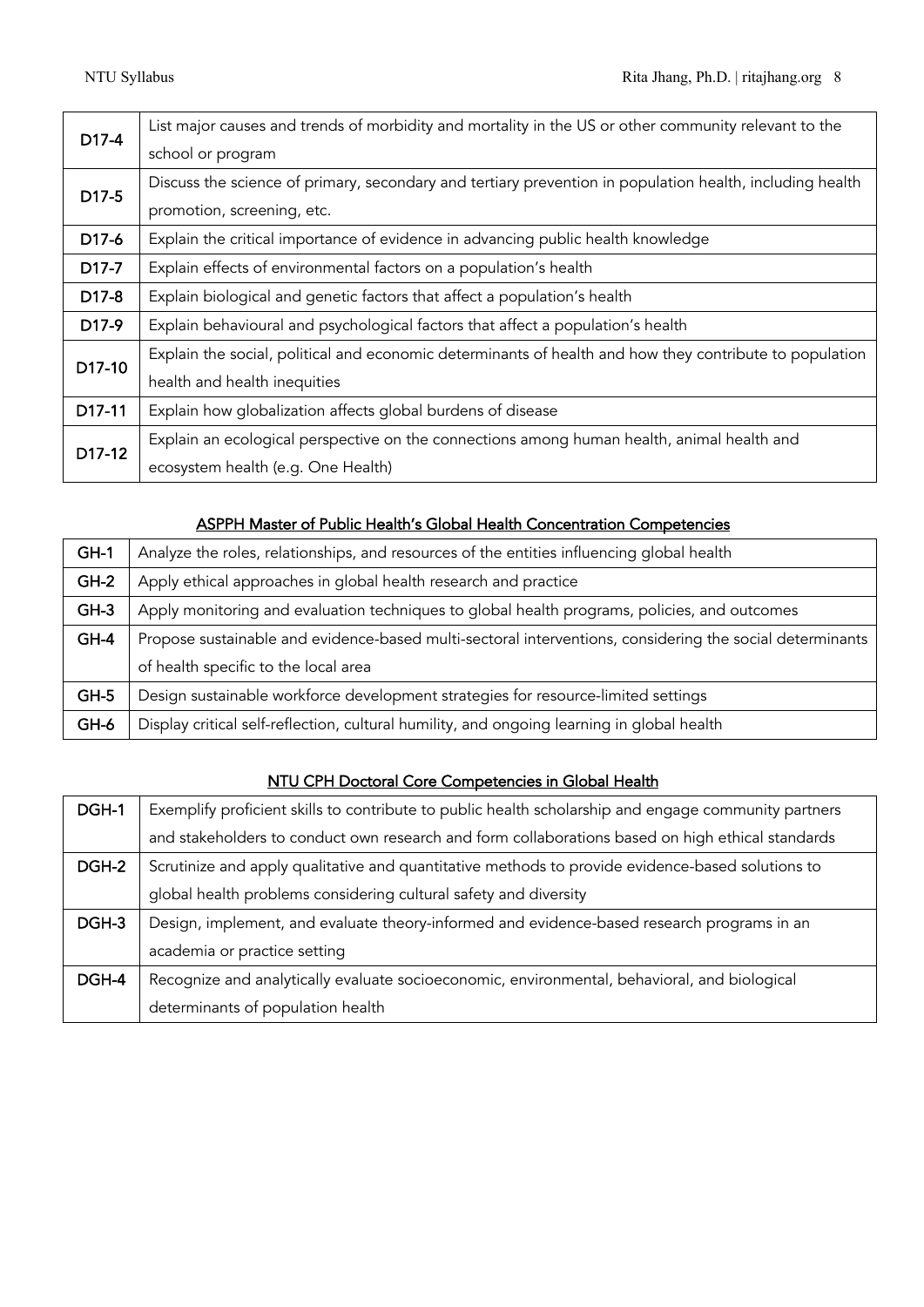| | |
|---|---|
| D17-4 | List major causes and trends of morbidity and mortality in the US or other community relevant to the school or program |
| D17-5 | Discuss the science of primary, secondary and tertiary prevention in population health, including health promotion, screening, etc. |
| D17-6 | Explain the critical importance of evidence in advancing public health knowledge |
| D17-7 | Explain effects of environmental factors on a population's health |
| D17-8 | Explain biological and genetic factors that affect a population's health |
| D17-9 | Explain behavioural and psychological factors that affect a population's health |
| D17-10 | Explain the social, political and economic determinants of health and how they contribute to population health and health inequities |
| D17-11 | Explain how globalization affects global burdens of disease |
| D17-12 | Explain an ecological perspective on the connections among human health, animal health and ecosystem health (e.g. One Health) |

## ASPPH Master of Public Health's Global Health Concentration Competencies

| | |
|---|---|
| GH-1 | Analyze the roles, relationships, and resources of the entities influencing global health |
| GH-2 | Apply ethical approaches in global health research and practice |
| GH-3 | Apply monitoring and evaluation techniques to global health programs, policies, and outcomes |
| GH-4 | Propose sustainable and evidence-based multi-sectoral interventions, considering the social determinants of health specific to the local area |
| GH-5 | Design sustainable workforce development strategies for resource-limited settings |
| GH-6 | Display critical self-reflection, cultural humility, and ongoing learning in global health |

## NTU CPH Doctoral Core Competencies in Global Health

| | |
|---|---|
| DGH-1 | Exemplify proficient skills to contribute to public health scholarship and engage community partners and stakeholders to conduct own research and form collaborations based on high ethical standards |
| DGH-2 | Scrutinize and apply qualitative and quantitative methods to provide evidence-based solutions to global health problems considering cultural safety and diversity |
| DGH-3 | Design, implement, and evaluate theory-informed and evidence-based research programs in an academia or practice setting |
| DGH-4 | Recognize and analytically evaluate socioeconomic, environmental, behavioral, and biological determinants of population health |